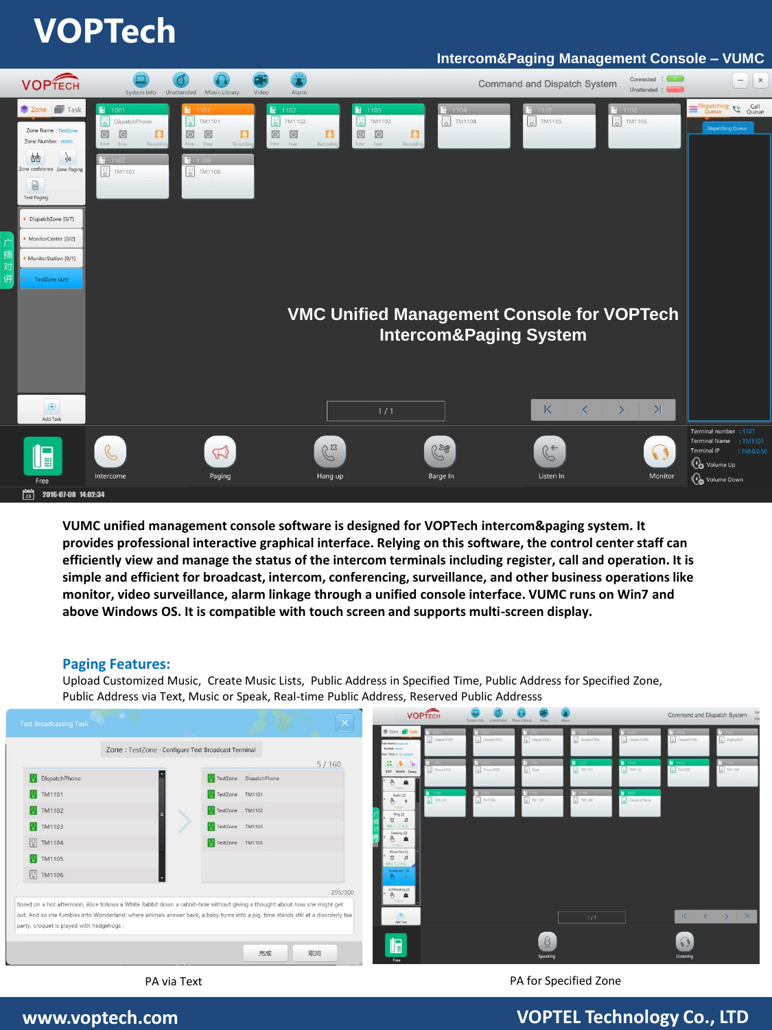# VOPTech

## Intercom&Paging Management Console – VUMC

VMC Unified Management Console for VOPTech Intercom&Paging System

**VUMC unified management console software is designed for VOPTech intercom&paging system. It provides professional interactive graphical interface. Relying on this software, the control center staff can efficiently view and manage the status of the intercom terminals including register, call and operation. It is simple and efficient for broadcast, intercom, conferencing, surveillance, and other business operations like monitor, video surveillance, alarm linkage through a unified console interface. VUMC runs on Win7 and above Windows OS. It is compatible with touch screen and supports multi-screen display.**

### Paging Features:

Upload Customized Music, Create Music Lists, Public Address in Specified Time, Public Address for Specified Zone, Public Address via Text, Music or Speak, Real-time Public Address, Reserved Public Addresss

PA via Text

PA for Specified Zone

www.voptech.com

VOPTEL Technology Co., LTD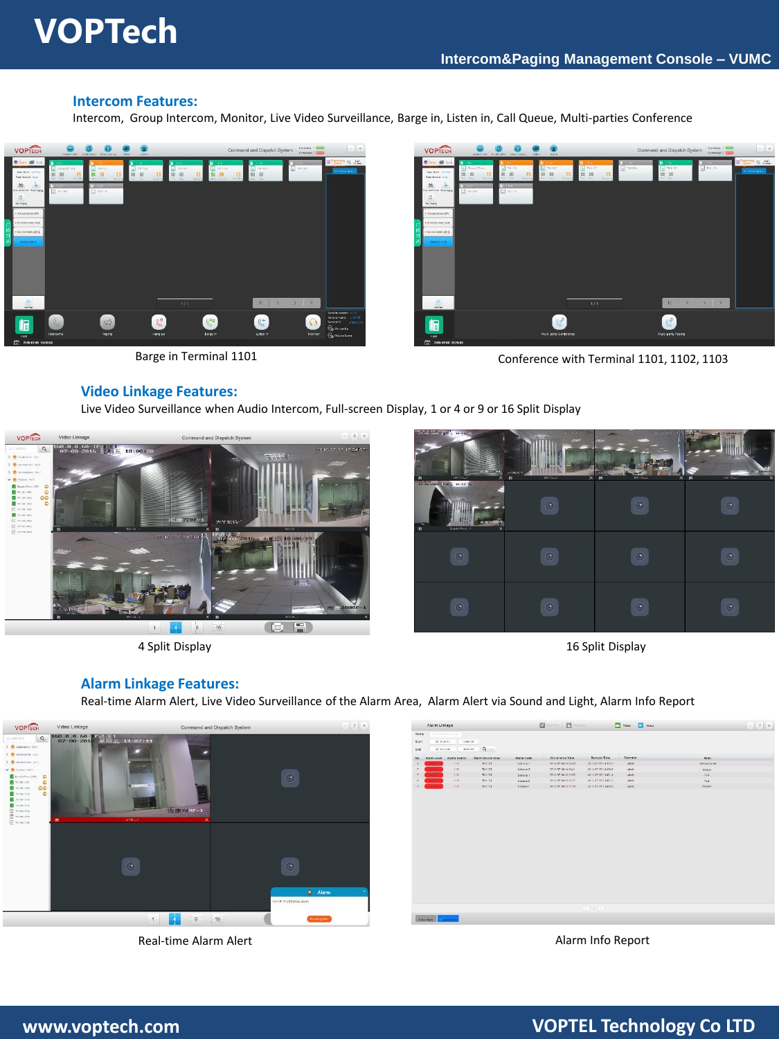## Intercom Features:

Intercom, Group Intercom, Monitor, Live Video Surveillance, Barge in, Listen in, Call Queue, Multi-parties Conference

Barge in Terminal 1101

Conference with Terminal 1101, 1102, 1103

## Video Linkage Features:

Live Video Surveillance when Audio Intercom, Full-screen Display, 1 or 4 or 9 or 16 Split Display

4 Split Display

16 Split Display

## Alarm Linkage Features:

Real-time Alarm Alert, Live Video Surveillance of the Alarm Area, Alarm Alert via Sound and Light, Alarm Info Report

Real-time Alarm Alert

Alarm Info Report